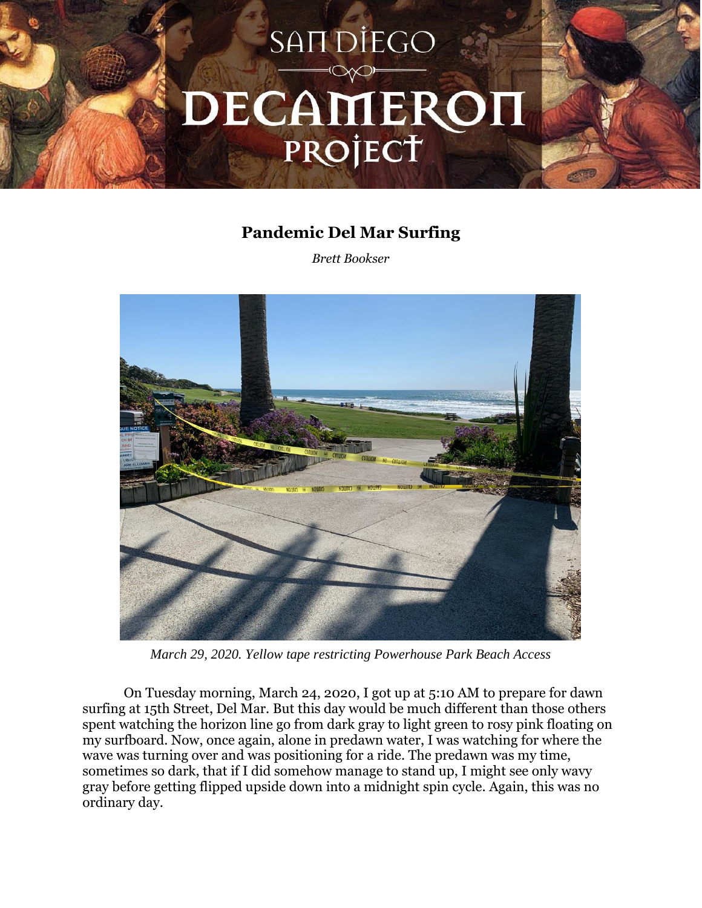# San Diego Decameron Project

## Pandemic Del Mar Surfing

*Brett Bookser*

*March 29, 2020. Yellow tape restricting Powerhouse Park Beach Access*

On Tuesday morning, March 24, 2020, I got up at 5:10 AM to prepare for dawn surfing at 15th Street, Del Mar. But this day would be much different than those others spent watching the horizon line go from dark gray to light green to rosy pink floating on my surfboard. Now, once again, alone in predawn water, I was watching for where the wave was turning over and was positioning for a ride. The predawn was my time, sometimes so dark, that if I did somehow manage to stand up, I might see only wavy gray before getting flipped upside down into a midnight spin cycle. Again, this was no ordinary day.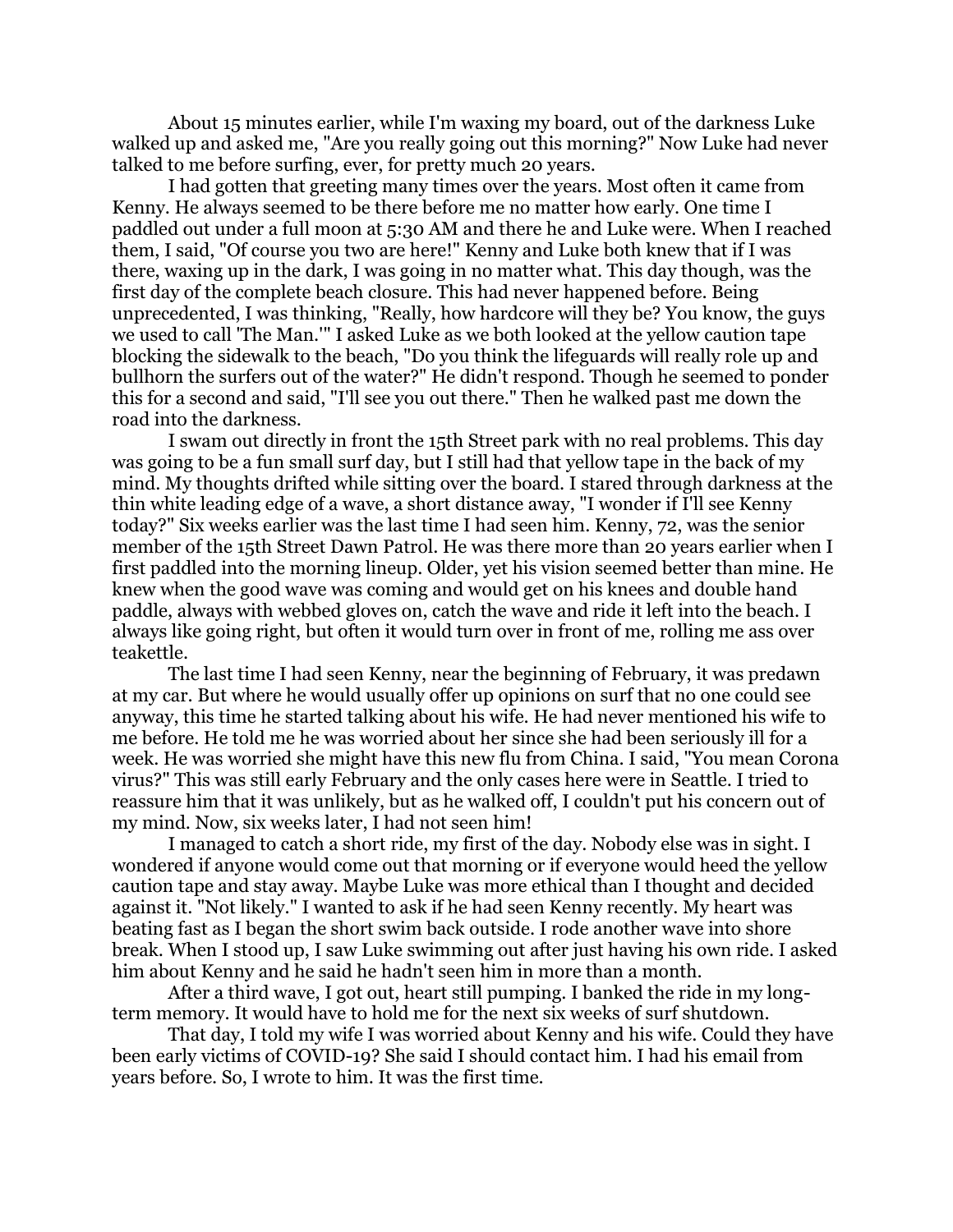About 15 minutes earlier, while I'm waxing my board, out of the darkness Luke walked up and asked me, "Are you really going out this morning?" Now Luke had never talked to me before surfing, ever, for pretty much 20 years.

I had gotten that greeting many times over the years. Most often it came from Kenny. He always seemed to be there before me no matter how early. One time I paddled out under a full moon at 5:30 AM and there he and Luke were. When I reached them, I said, "Of course you two are here!" Kenny and Luke both knew that if I was there, waxing up in the dark, I was going in no matter what. This day though, was the first day of the complete beach closure. This had never happened before. Being unprecedented, I was thinking, "Really, how hardcore will they be? You know, the guys we used to call 'The Man.'" I asked Luke as we both looked at the yellow caution tape blocking the sidewalk to the beach, "Do you think the lifeguards will really role up and bullhorn the surfers out of the water?" He didn't respond. Though he seemed to ponder this for a second and said, "I'll see you out there." Then he walked past me down the road into the darkness.

I swam out directly in front the 15th Street park with no real problems. This day was going to be a fun small surf day, but I still had that yellow tape in the back of my mind. My thoughts drifted while sitting over the board. I stared through darkness at the thin white leading edge of a wave, a short distance away, "I wonder if I'll see Kenny today?" Six weeks earlier was the last time I had seen him. Kenny, 72, was the senior member of the 15th Street Dawn Patrol. He was there more than 20 years earlier when I first paddled into the morning lineup. Older, yet his vision seemed better than mine. He knew when the good wave was coming and would get on his knees and double hand paddle, always with webbed gloves on, catch the wave and ride it left into the beach. I always like going right, but often it would turn over in front of me, rolling me ass over teakettle.

The last time I had seen Kenny, near the beginning of February, it was predawn at my car. But where he would usually offer up opinions on surf that no one could see anyway, this time he started talking about his wife. He had never mentioned his wife to me before. He told me he was worried about her since she had been seriously ill for a week. He was worried she might have this new flu from China. I said, "You mean Corona virus?" This was still early February and the only cases here were in Seattle. I tried to reassure him that it was unlikely, but as he walked off, I couldn't put his concern out of my mind. Now, six weeks later, I had not seen him!

I managed to catch a short ride, my first of the day. Nobody else was in sight. I wondered if anyone would come out that morning or if everyone would heed the yellow caution tape and stay away. Maybe Luke was more ethical than I thought and decided against it. "Not likely." I wanted to ask if he had seen Kenny recently. My heart was beating fast as I began the short swim back outside. I rode another wave into shore break. When I stood up, I saw Luke swimming out after just having his own ride. I asked him about Kenny and he said he hadn't seen him in more than a month.

After a third wave, I got out, heart still pumping. I banked the ride in my long-term memory. It would have to hold me for the next six weeks of surf shutdown.

That day, I told my wife I was worried about Kenny and his wife. Could they have been early victims of COVID-19? She said I should contact him. I had his email from years before. So, I wrote to him. It was the first time.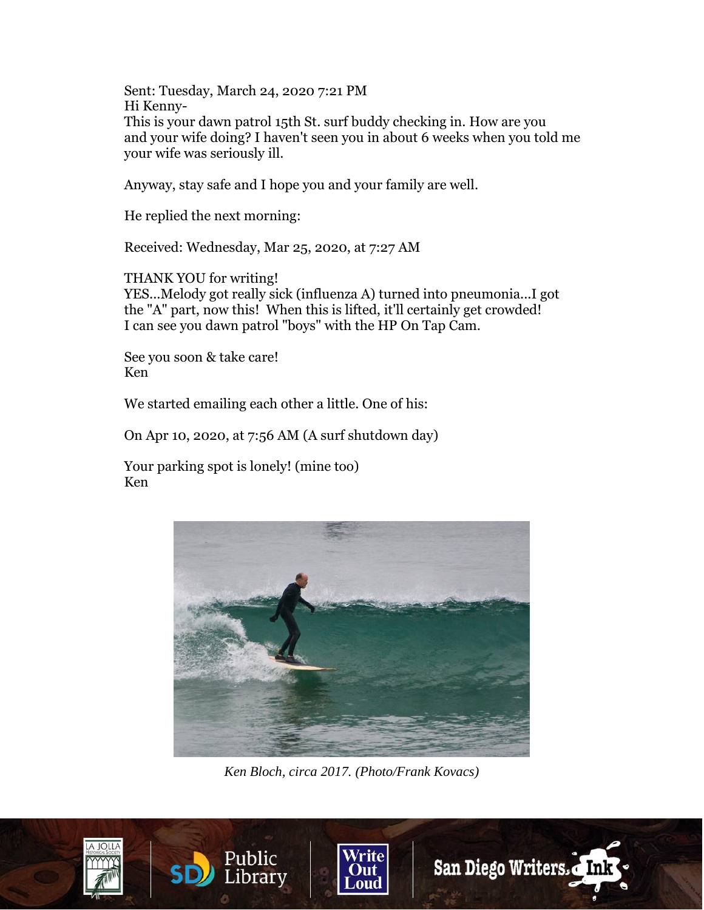Sent: Tuesday, March 24, 2020 7:21 PM
Hi Kenny-
This is your dawn patrol 15th St. surf buddy checking in. How are you and your wife doing? I haven't seen you in about 6 weeks when you told me your wife was seriously ill.

Anyway, stay safe and I hope you and your family are well.

He replied the next morning:

Received: Wednesday, Mar 25, 2020, at 7:27 AM

THANK YOU for writing!
YES...Melody got really sick (influenza A) turned into pneumonia...I got the "A" part, now this! When this is lifted, it'll certainly get crowded!
I can see you dawn patrol "boys" with the HP On Tap Cam.

See you soon & take care!
Ken

We started emailing each other a little. One of his:

On Apr 10, 2020, at 7:56 AM (A surf shutdown day)

Your parking spot is lonely! (mine too)
Ken

*Ken Bloch, circa 2017. (Photo/Frank Kovacs)*